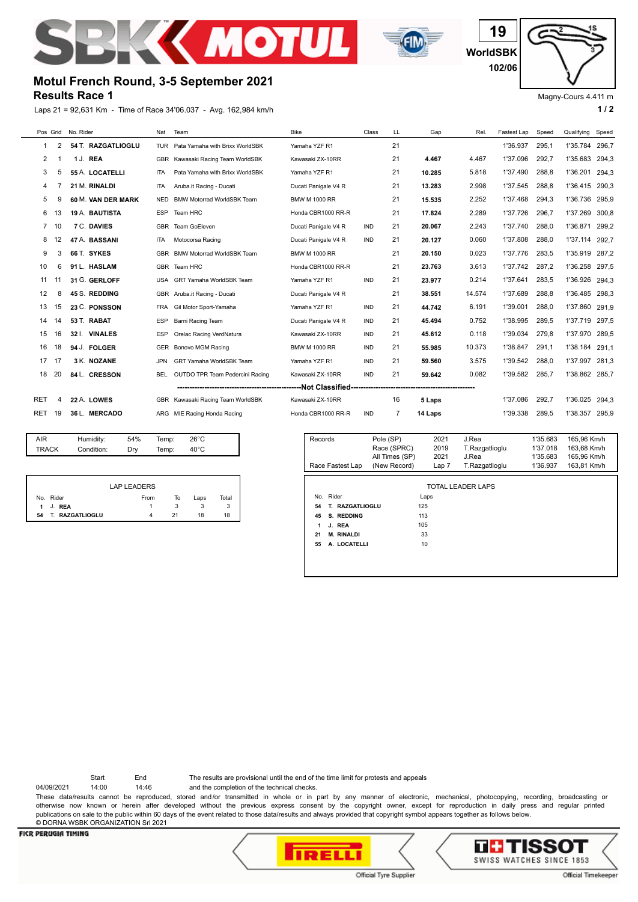SBK MOTUL

19
WorldSBK
102/06

# Motul French Round, 3-5 September 2021

## Results Race 1

Laps 21 = 92,631 Km - Time of Race 34'06.037 - Avg. 162,984 km/h

Magny-Cours 4.411 m

| Pos | Grid | No. | Rider | Nat | Team | Bike | Class | LL | Gap | Rel. | Fastest Lap | Speed | Qualifying | Speed |
|---|---|---|---|---|---|---|---|---|---|---|---|---|---|---|
| 1 | 2 | 54 | T. **RAZGATLIOGLU** | TUR | Pata Yamaha with Brixx WorldSBK | Yamaha YZF R1 | | 21 | | | 1'36.937 | 295,1 | 1'35.784 | 296,7 |
| 2 | 1 | 1 | J. **REA** | GBR | Kawasaki Racing Team WorldSBK | Kawasaki ZX-10RR | | 21 | **4.467** | 4.467 | 1'37.096 | 292,7 | 1'35.683 | 294,3 |
| 3 | 5 | 55 | A. **LOCATELLI** | ITA | Pata Yamaha with Brixx WorldSBK | Yamaha YZF R1 | | 21 | **10.285** | 5.818 | 1'37.490 | 288,8 | 1'36.201 | 294,3 |
| 4 | 7 | 21 | M. **RINALDI** | ITA | Aruba.it Racing - Ducati | Ducati Panigale V4 R | | 21 | **13.283** | 2.998 | 1'37.545 | 288,8 | 1'36.415 | 290,3 |
| 5 | 9 | 60 | M. **VAN DER MARK** | NED | BMW Motorrad WorldSBK Team | BMW M 1000 RR | | 21 | **15.535** | 2.252 | 1'37.468 | 294,3 | 1'36.736 | 295,9 |
| 6 | 13 | 19 | A. **BAUTISTA** | ESP | Team HRC | Honda CBR1000 RR-R | | 21 | **17.824** | 2.289 | 1'37.726 | 296,7 | 1'37.269 | 300,8 |
| 7 | 10 | 7 | C. **DAVIES** | GBR | Team GoEleven | Ducati Panigale V4 R | IND | 21 | **20.067** | 2.243 | 1'37.740 | 288,0 | 1'36.871 | 299,2 |
| 8 | 12 | 47 | A. **BASSANI** | ITA | Motocorsa Racing | Ducati Panigale V4 R | IND | 21 | **20.127** | 0.060 | 1'37.808 | 288,0 | 1'37.114 | 292,7 |
| 9 | 3 | 66 | T. **SYKES** | GBR | BMW Motorrad WorldSBK Team | BMW M 1000 RR | | 21 | **20.150** | 0.023 | 1'37.776 | 283,5 | 1'35.919 | 287,2 |
| 10 | 6 | 91 | L. **HASLAM** | GBR | Team HRC | Honda CBR1000 RR-R | | 21 | **23.763** | 3.613 | 1'37.742 | 287,2 | 1'36.258 | 297,5 |
| 11 | 11 | 31 | G. **GERLOFF** | USA | GRT Yamaha WorldSBK Team | Yamaha YZF R1 | IND | 21 | **23.977** | 0.214 | 1'37.641 | 283,5 | 1'36.926 | 294,3 |
| 12 | 8 | 45 | S. **REDDING** | GBR | Aruba.it Racing - Ducati | Ducati Panigale V4 R | | 21 | **38.551** | 14.574 | 1'37.689 | 288,8 | 1'36.485 | 298,3 |
| 13 | 15 | 23 | C. **PONSSON** | FRA | Gil Motor Sport-Yamaha | Yamaha YZF R1 | IND | 21 | **44.742** | 6.191 | 1'39.001 | 288,0 | 1'37.860 | 291,9 |
| 14 | 14 | 53 | T. **RABAT** | ESP | Barni Racing Team | Ducati Panigale V4 R | IND | 21 | **45.494** | 0.752 | 1'38.995 | 289,5 | 1'37.719 | 297,5 |
| 15 | 16 | 32 | I. **VINALES** | ESP | Orelac Racing VerdNatura | Kawasaki ZX-10RR | IND | 21 | **45.612** | 0.118 | 1'39.034 | 279,8 | 1'37.970 | 289,5 |
| 16 | 18 | 94 | J. **FOLGER** | GER | Bonovo MGM Racing | BMW M 1000 RR | IND | 21 | **55.985** | 10.373 | 1'38.847 | 291,1 | 1'38.184 | 291,1 |
| 17 | 17 | 3 | K. **NOZANE** | JPN | GRT Yamaha WorldSBK Team | Yamaha YZF R1 | IND | 21 | **59.560** | 3.575 | 1'39.542 | 288,0 | 1'37.997 | 281,3 |
| 18 | 20 | 84 | L. **CRESSON** | BEL | OUTDO TPR Team Pedercini Racing | Kawasaki ZX-10RR | IND | 21 | **59.642** | 0.082 | 1'39.582 | 285,7 | 1'38.862 | 285,7 |
| | | | | | | **Not Classified** | | | | | | | | |
| RET | 4 | 22 | A. **LOWES** | GBR | Kawasaki Racing Team WorldSBK | Kawasaki ZX-10RR | | 16 | **5 Laps** | | 1'37.086 | 292,7 | 1'36.025 | 294,3 |
| RET | 19 | 36 | L. **MERCADO** | ARG | MIE Racing Honda Racing | Honda CBR1000 RR-R | IND | 7 | **14 Laps** | | 1'39.338 | 289,5 | 1'38.357 | 295,9 |

| | | | | |
|---|---|---|---|---|
| AIR | Humidity: | 54% | Temp: | 26°C |
| TRACK | Condition: | Dry | Temp: | 40°C |

| Records | | | | | |
|---|---|---|---|---|---|
| | Pole (SP) | 2021 | J.Rea | 1'35.683 | 165,96 Km/h |
| | Race (SPRC) | 2019 | T.Razgatlioglu | 1'37.018 | 163,68 Km/h |
| | All Times (SP) | 2021 | J.Rea | 1'35.683 | 165,96 Km/h |
| Race Fastest Lap | (New Record) | Lap 7 | T.Razgatlioglu | 1'36.937 | 163,81 Km/h |

**LAP LEADERS**

| No. | Rider | From | To | Laps | Total |
|---|---|---|---|---|---|
| 1 | J. **REA** | 1 | 3 | 3 | 3 |
| 54 | T. **RAZGATLIOGLU** | 4 | 21 | 18 | 18 |

**TOTAL LEADER LAPS**

| No. | Rider | Laps |
|---|---|---|
| 54 | T. **RAZGATLIOGLU** | 125 |
| 45 | S. **REDDING** | 113 |
| 1 | J. **REA** | 105 |
| 21 | M. **RINALDI** | 33 |
| 55 | A. **LOCATELLI** | 10 |

| | Start | End |
|---|---|---|
| 04/09/2021 | 14:00 | 14:46 |

The results are provisional until the end of the time limit for protests and appeals and the completion of the technical checks.

These data/results cannot be reproduced, stored and/or transmitted in whole or in part by any manner of electronic, mechanical, photocopying, recording, broadcasting or otherwise now known or herein after developed without the previous express consent by the copyright owner, except for reproduction in daily press and regular printed publications on sale to the public within 60 days of the event related to those data/results and always provided that copyright symbol appears together as follows below.

© DORNA WSBK ORGANIZATION Srl 2021

FICR PERUGIA TIMING

PIRELLI Official Tyre Supplier

TISSOT SWISS WATCHES SINCE 1853 Official Timekeeper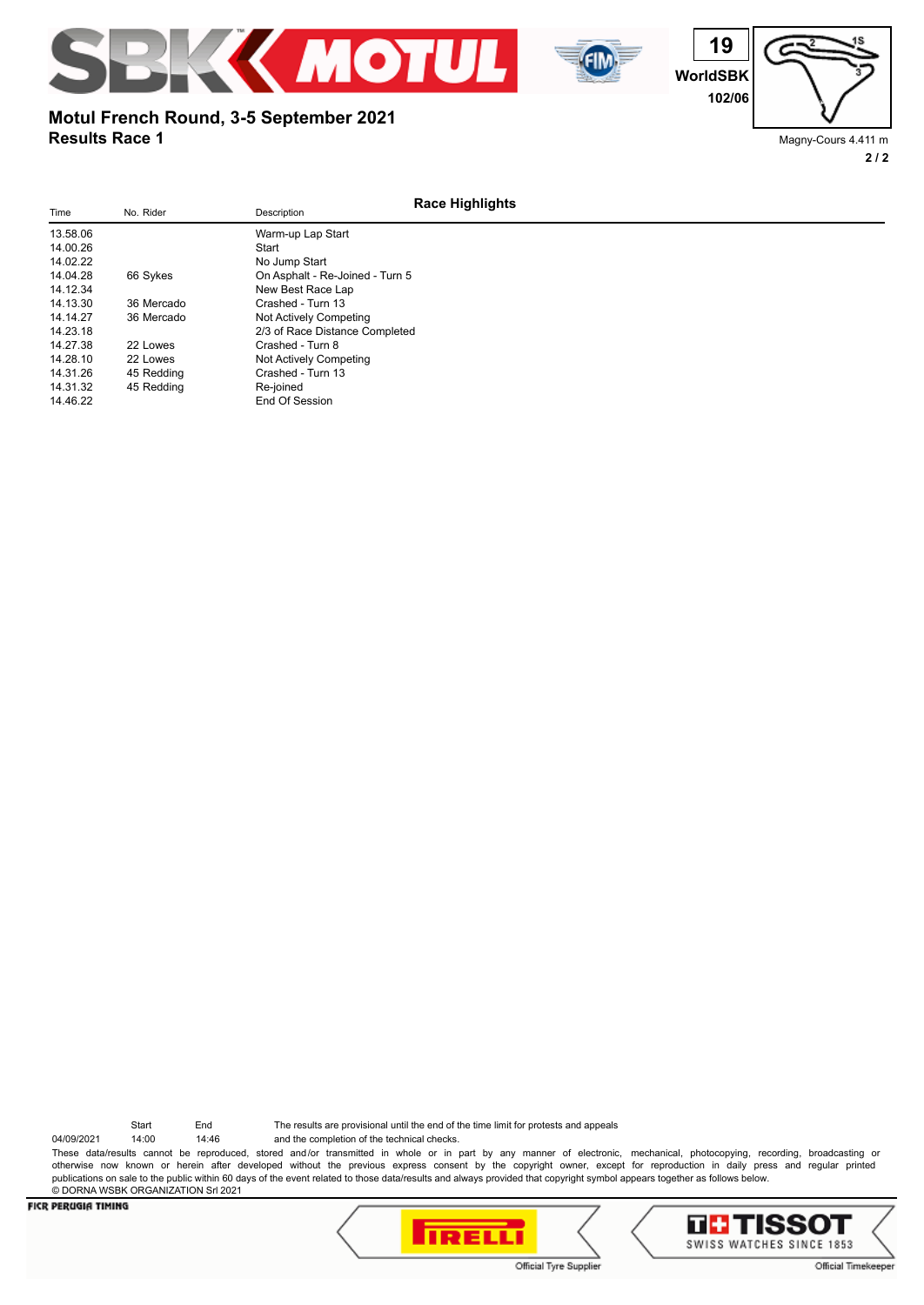# Motul French Round, 3-5 September 2021

## Results Race 1

19
WorldSBK
102/06

Magny-Cours 4.411 m

### Race Highlights

| Time | No. Rider | Description |
|---|---|---|
| 13.58.06 | | Warm-up Lap Start |
| 14.00.26 | | Start |
| 14.02.22 | | No Jump Start |
| 14.04.28 | 66 Sykes | On Asphalt - Re-Joined - Turn 5 |
| 14.12.34 | | New Best Race Lap |
| 14.13.30 | 36 Mercado | Crashed - Turn 13 |
| 14.14.27 | 36 Mercado | Not Actively Competing |
| 14.23.18 | | 2/3 of Race Distance Completed |
| 14.27.38 | 22 Lowes | Crashed - Turn 8 |
| 14.28.10 | 22 Lowes | Not Actively Competing |
| 14.31.26 | 45 Redding | Crashed - Turn 13 |
| 14.31.32 | 45 Redding | Re-joined |
| 14.46.22 | | End Of Session |

| | Start | End |
|---|---|---|
| 04/09/2021 | 14:00 | 14:46 |

The results are provisional until the end of the time limit for protests and appeals and the completion of the technical checks.

These data/results cannot be reproduced, stored and/or transmitted in whole or in part by any manner of electronic, mechanical, photocopying, recording, broadcasting or otherwise now known or herein after developed without the previous express consent by the copyright owner, except for reproduction in daily press and regular printed publications on sale to the public within 60 days of the event related to those data/results and always provided that copyright symbol appears together as follows below.
© DORNA WSBK ORGANIZATION Srl 2021

FICR PERUGIA TIMING

Official Tyre Supplier

Official Timekeeper